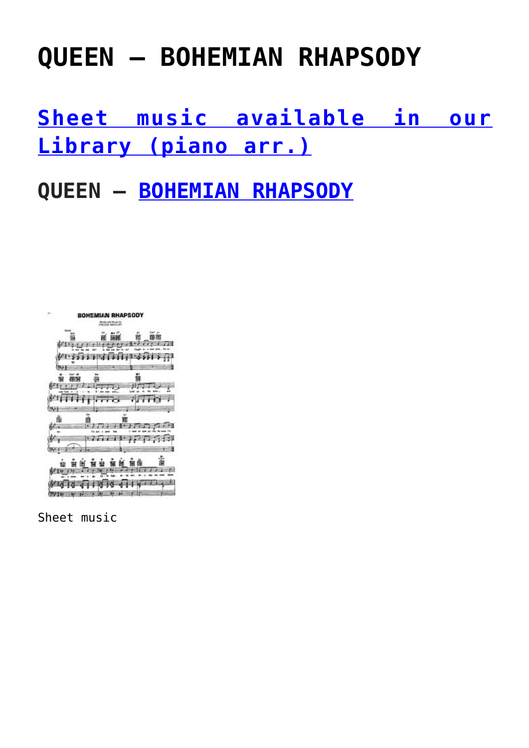# QUEEN – BOHEMIAN RHAPSODY

## Sheet music available in our Library (piano arr.)

## QUEEN – BOHEMIAN RHAPSODY

Sheet music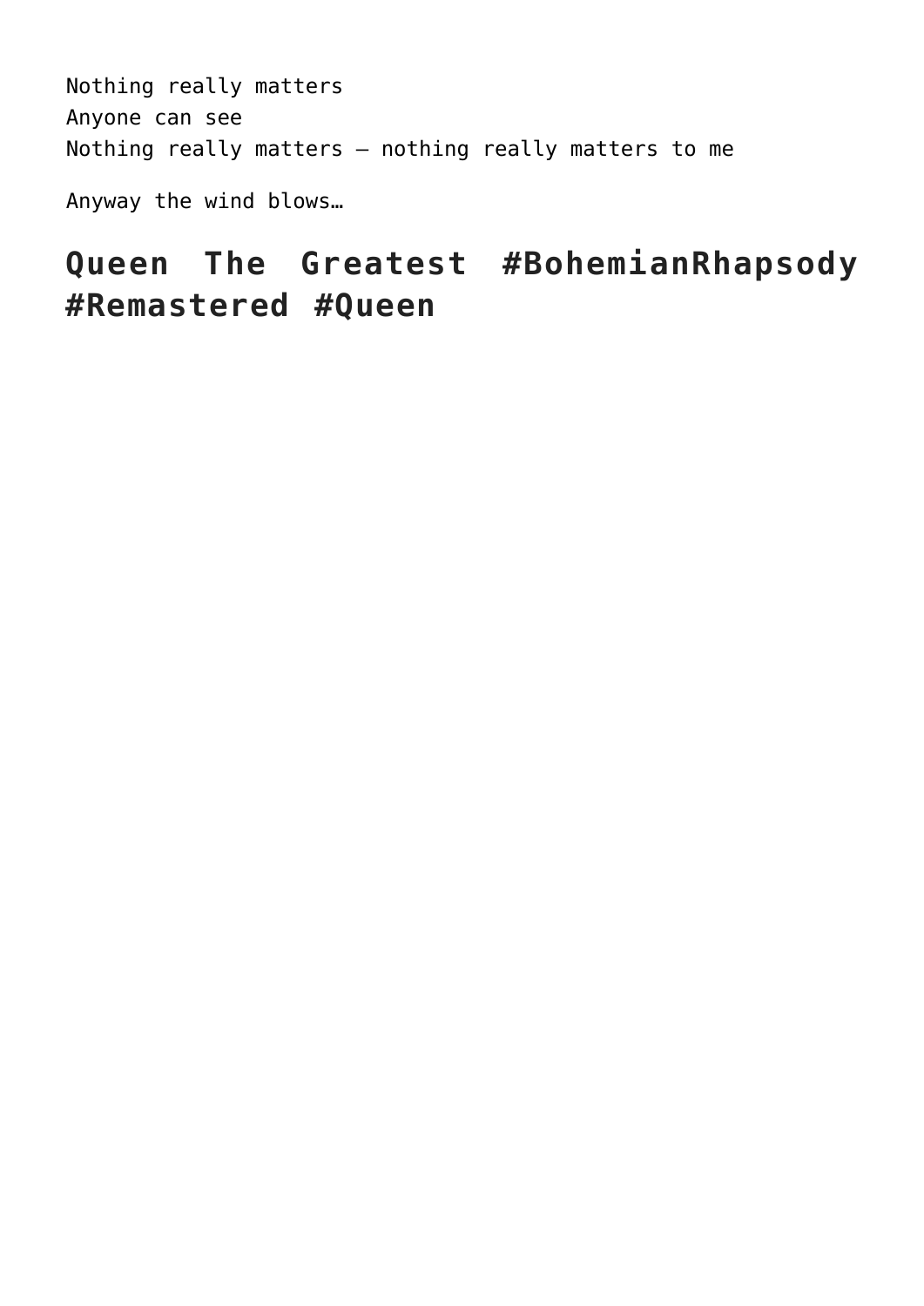Nothing really matters
Anyone can see
Nothing really matters – nothing really matters to me

Anyway the wind blows…

## Queen The Greatest #BohemianRhapsody #Remastered #Queen